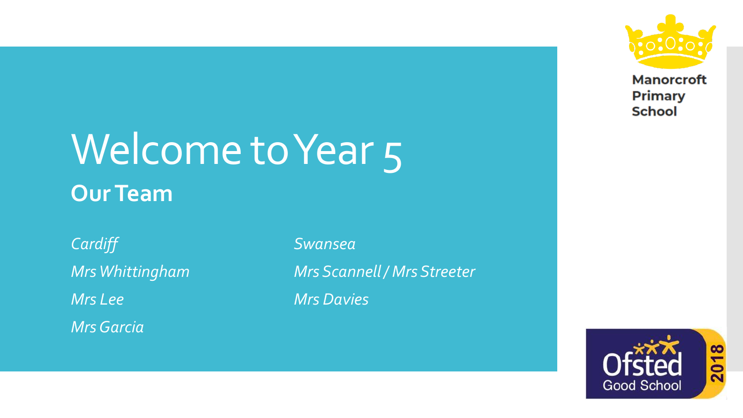# Welcome to Year 5

## Our Team

*Cardiff*

*Mrs Whittingham*

*Mrs Lee*

*Mrs Garcia*

*Swansea*

*Mrs Scannell / Mrs Streeter*

*Mrs Davies*

Manorcroft Primary School

Ofsted Good School 2018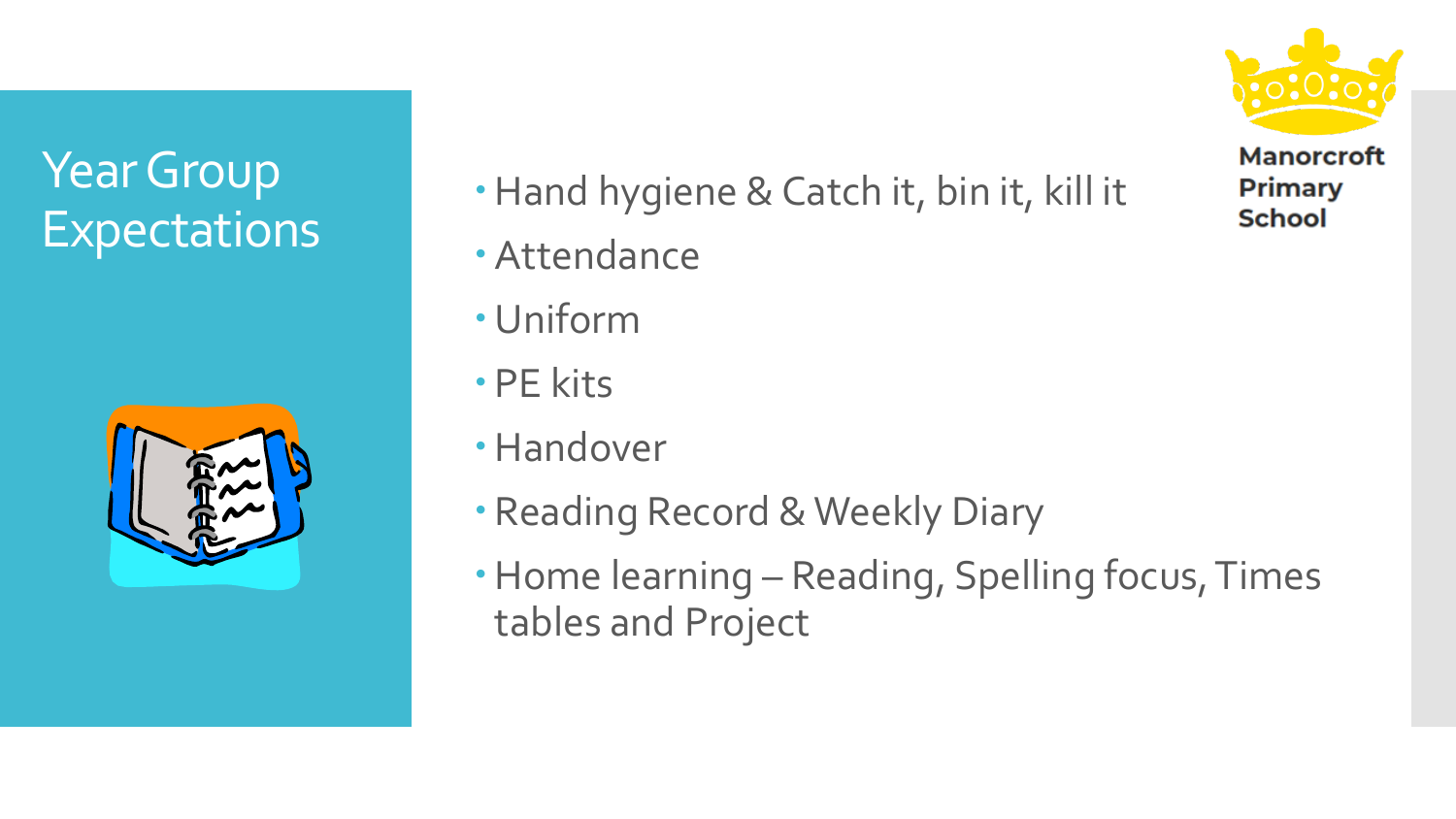# Year Group Expectations

- Hand hygiene & Catch it, bin it, kill it
- Attendance
- Uniform
- PE kits
- Handover
- Reading Record & Weekly Diary
- Home learning – Reading, Spelling focus, Times tables and Project

Manorcroft Primary School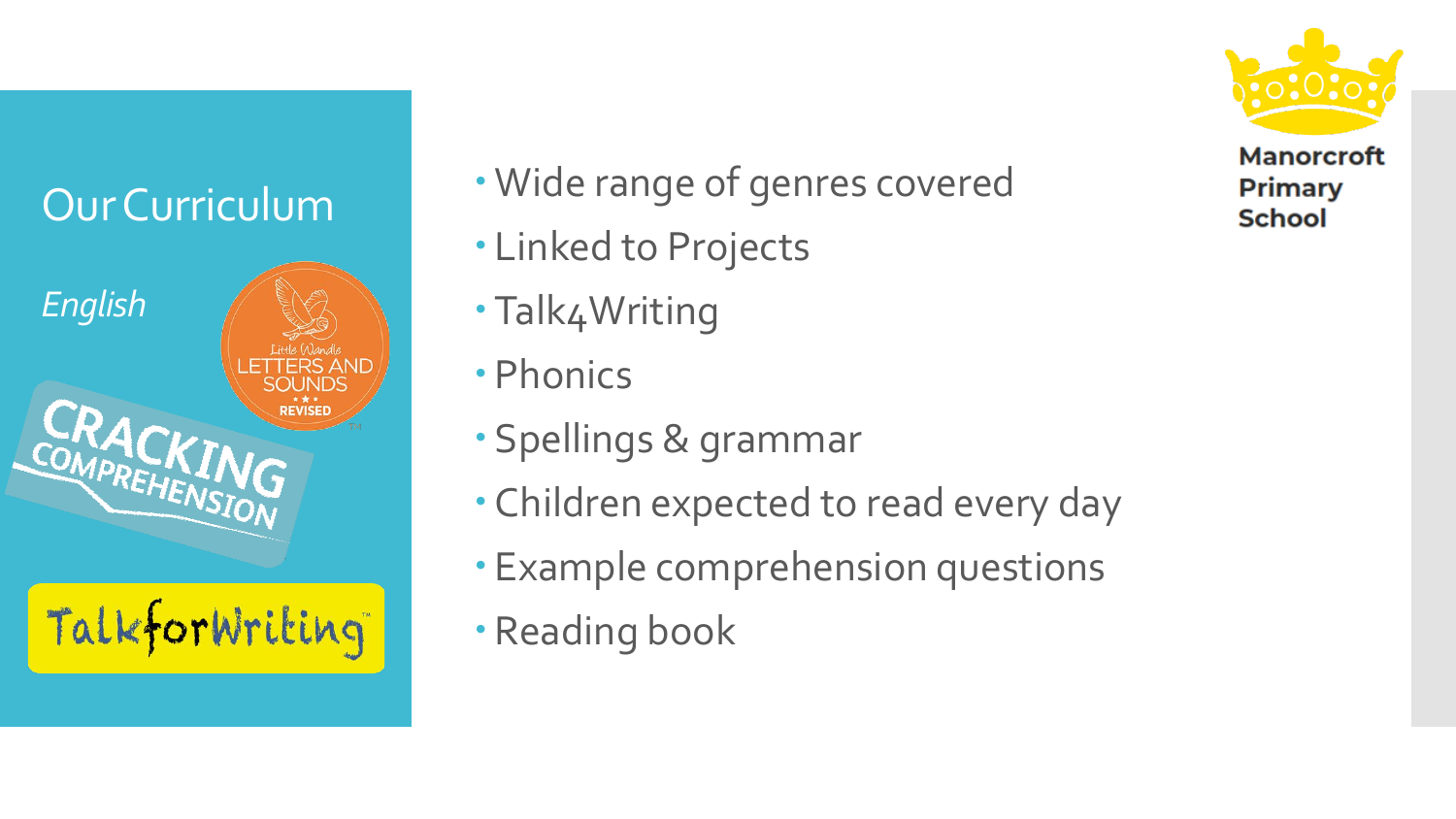## Our Curriculum

*English*

Little Wandle LETTERS AND SOUNDS REVISED

CRACKING COMPREHENSION

TalkforWriting

- Wide range of genres covered
- Linked to Projects
- Talk4Writing
- Phonics
- Spellings & grammar
- Children expected to read every day
- Example comprehension questions
- Reading book

**Manorcroft Primary School**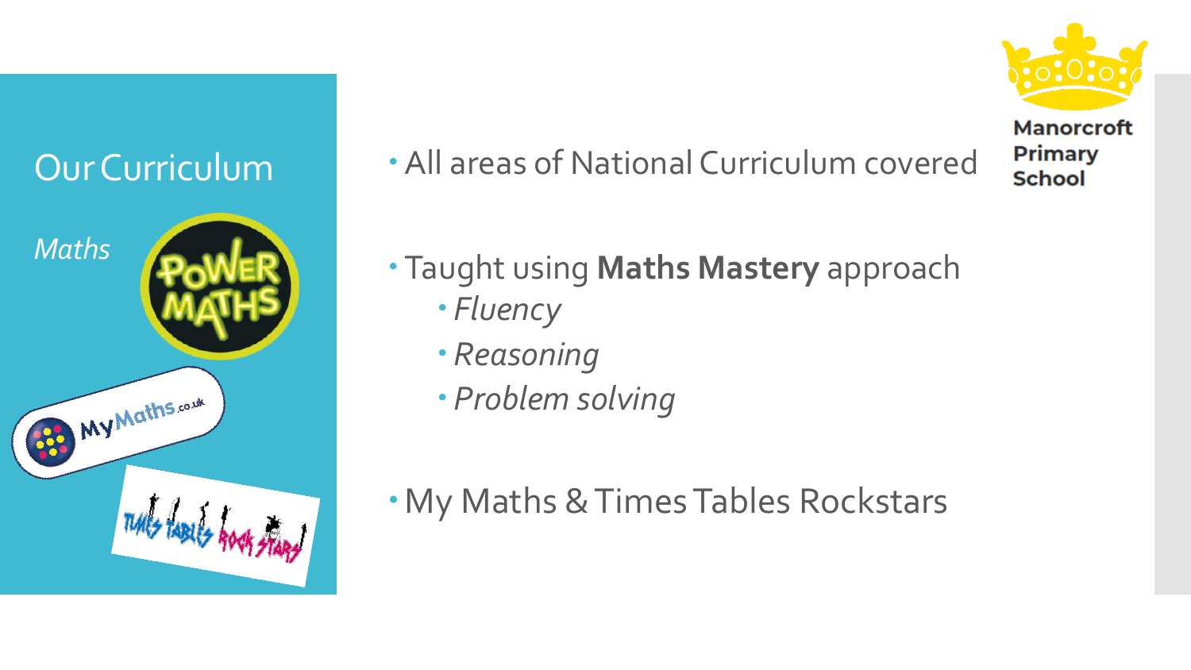# Our Curriculum

*Maths*

- All areas of National Curriculum covered
- Taught using **Maths Mastery** approach
  - *Fluency*
  - *Reasoning*
  - *Problem solving*
- My Maths & Times Tables Rockstars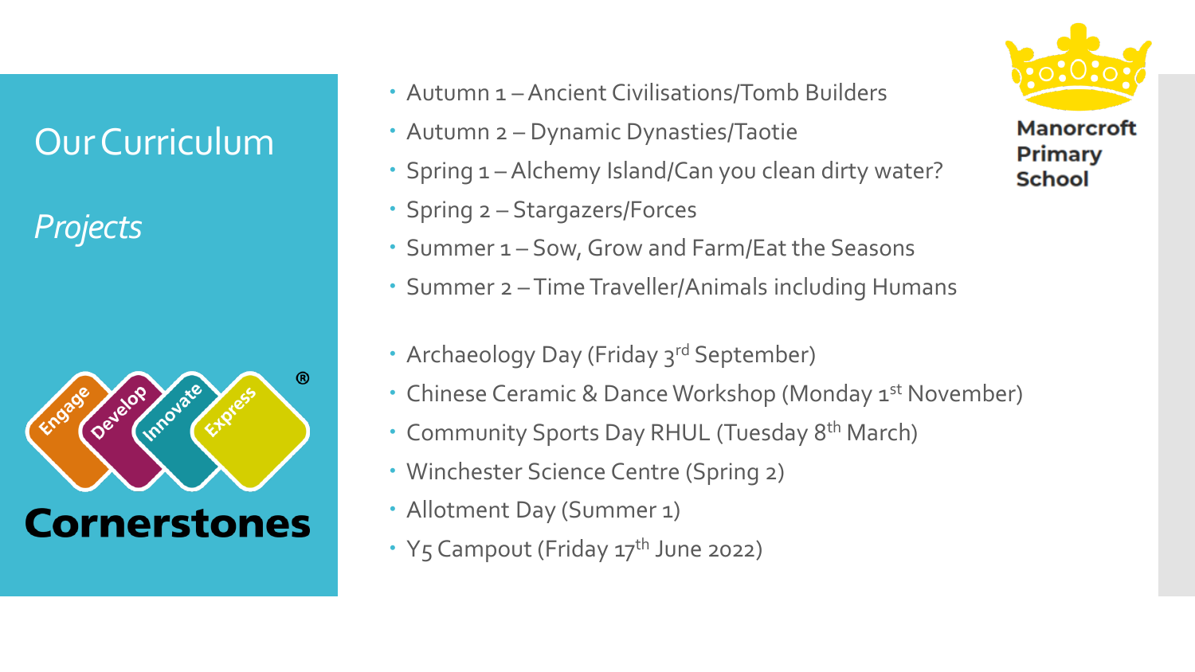# Our Curriculum

*Projects*

- Autumn 1 – Ancient Civilisations/Tomb Builders
- Autumn 2 – Dynamic Dynasties/Taotie
- Spring 1 – Alchemy Island/Can you clean dirty water?
- Spring 2 – Stargazers/Forces
- Summer 1 – Sow, Grow and Farm/Eat the Seasons
- Summer 2 – Time Traveller/Animals including Humans

- Archaeology Day (Friday 3rd September)
- Chinese Ceramic & Dance Workshop (Monday 1st November)
- Community Sports Day RHUL (Tuesday 8th March)
- Winchester Science Centre (Spring 2)
- Allotment Day (Summer 1)
- Y5 Campout (Friday 17th June 2022)

Engage Develop Innovate Express ®

**Cornerstones**

**Manorcroft Primary School**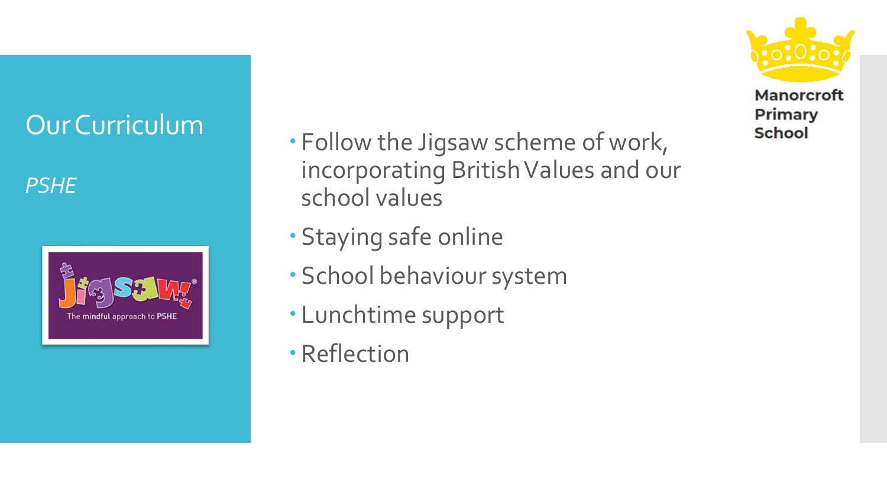# Our Curriculum

*PSHE*

- Follow the Jigsaw scheme of work, incorporating British Values and our school values
- Staying safe online
- School behaviour system
- Lunchtime support
- Reflection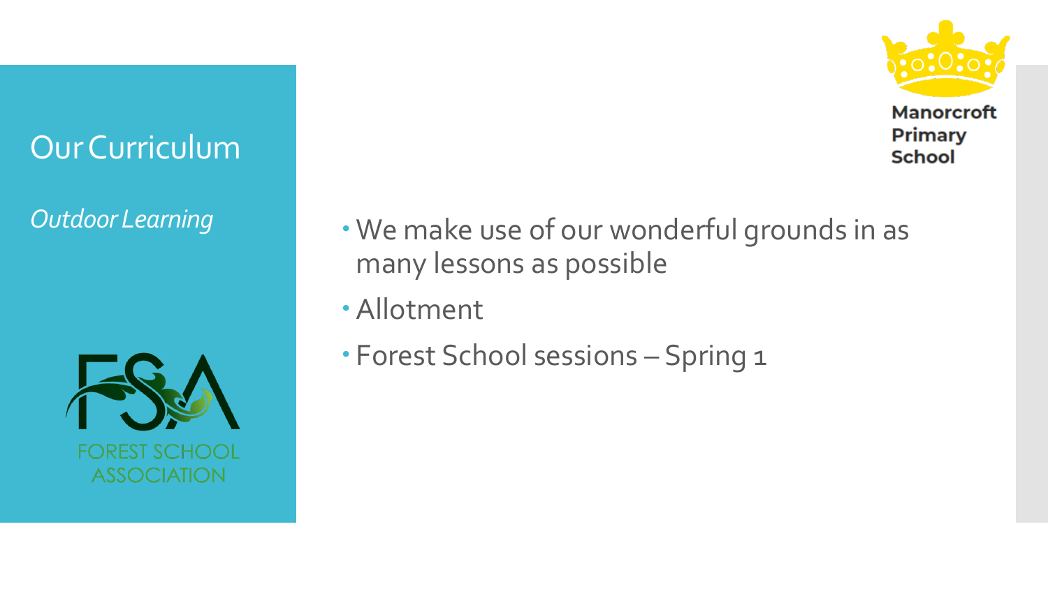# Our Curriculum

*Outdoor Learning*

- We make use of our wonderful grounds in as many lessons as possible
- Allotment
- Forest School sessions – Spring 1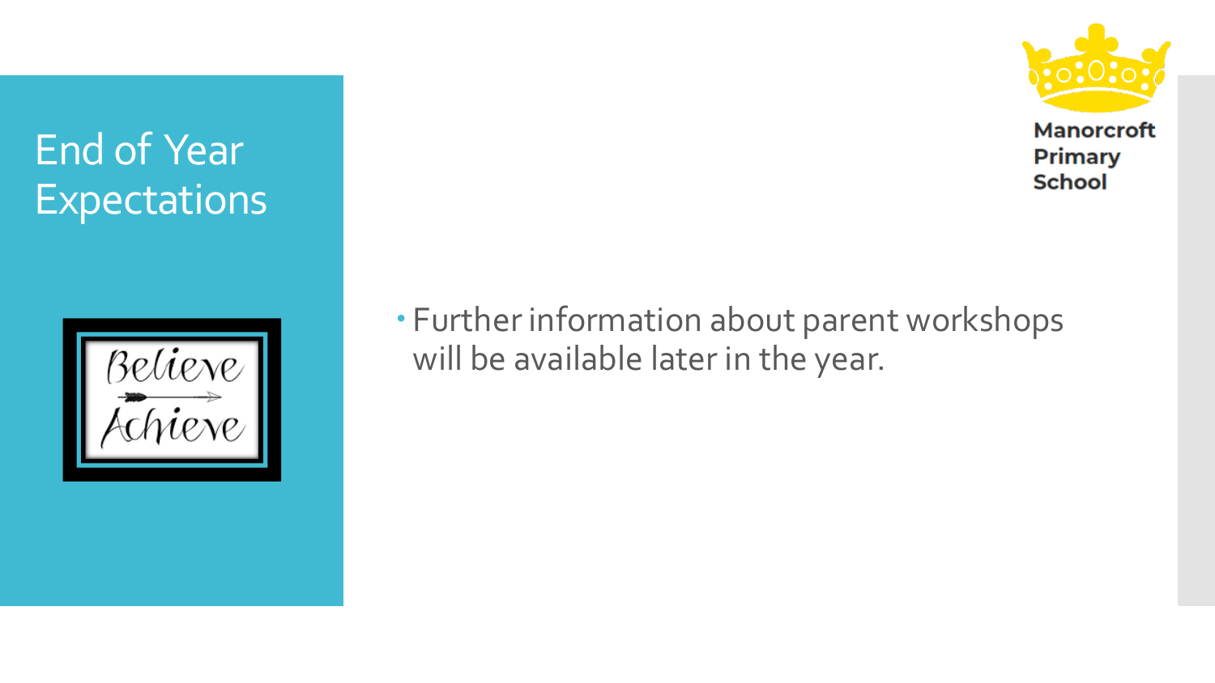# End of Year Expectations

Manorcroft Primary School

Believe → Achieve

- Further information about parent workshops will be available later in the year.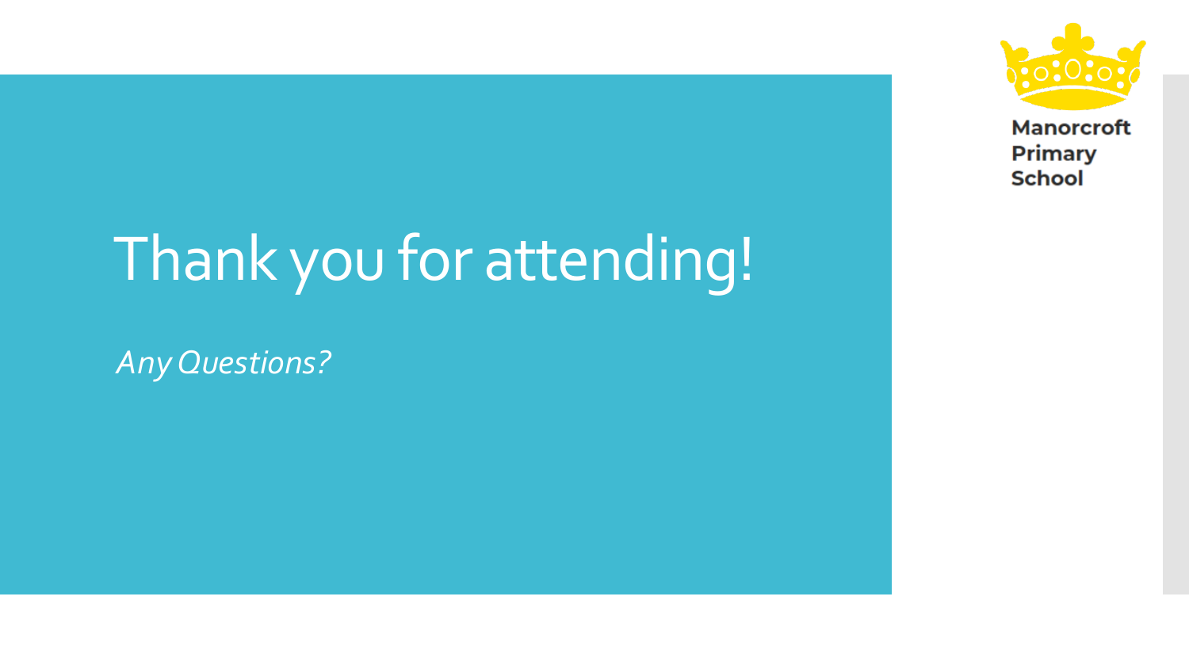# Thank you for attending!

*Any Questions?*

Manorcroft Primary School